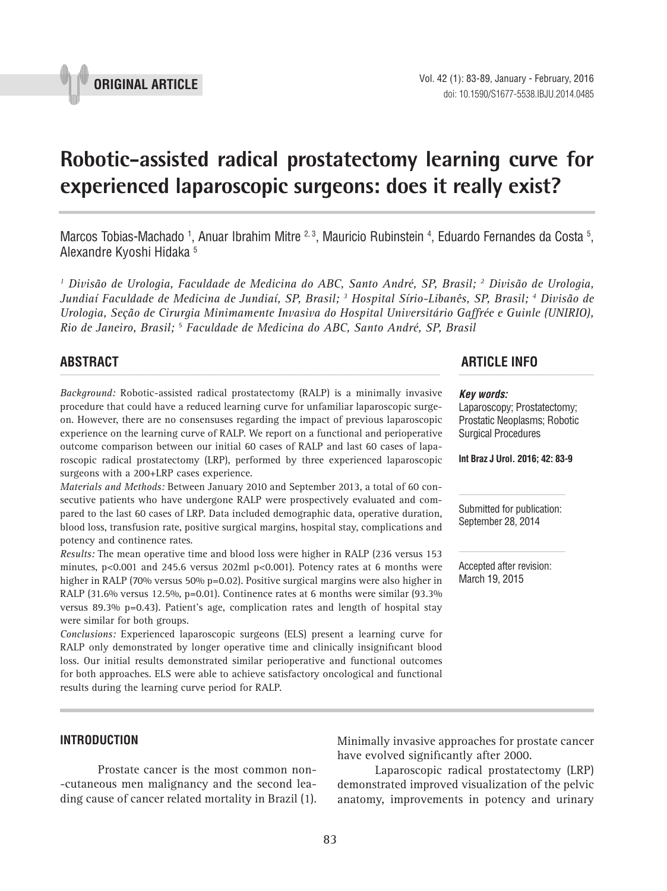ORIGINAL ARTICLE

# Robotic-assisted radical prostatectomy learning curve for experienced laparoscopic surgeons: does it really exist?

Marcos Tobias-Machado [1], Anuar Ibrahim Mitre [2, 3], Mauricio Rubinstein [4], Eduardo Fernandes da Costa [5], Alexandre Kyoshi Hidaka [5]

*[1] Divisão de Urologia, Faculdade de Medicina do ABC, Santo André, SP, Brasil; [2] Divisão de Urologia, Jundiaí Faculdade de Medicina de Jundiaí, SP, Brasil; [3] Hospital Sírio-Libanês, SP, Brasil; [4] Divisão de Urologia, Seção de Cirurgia Minimamente Invasiva do Hospital Universitário Gaffrée e Guinle (UNIRIO), Rio de Janeiro, Brasil; [5] Faculdade de Medicina do ABC, Santo André, SP, Brasil*

## ABSTRACT

*Background:* Robotic-assisted radical prostatectomy (RALP) is a minimally invasive procedure that could have a reduced learning curve for unfamiliar laparoscopic surgeon. However, there are no consensuses regarding the impact of previous laparoscopic experience on the learning curve of RALP. We report on a functional and perioperative outcome comparison between our initial 60 cases of RALP and last 60 cases of laparoscopic radical prostatectomy (LRP), performed by three experienced laparoscopic surgeons with a 200+LRP cases experience.

*Materials and Methods:* Between January 2010 and September 2013, a total of 60 consecutive patients who have undergone RALP were prospectively evaluated and compared to the last 60 cases of LRP. Data included demographic data, operative duration, blood loss, transfusion rate, positive surgical margins, hospital stay, complications and potency and continence rates.

*Results:* The mean operative time and blood loss were higher in RALP (236 versus 153 minutes, $p<0.001$ and 245.6 versus 202ml $p<0.001$). Potency rates at 6 months were higher in RALP (70% versus 50% $p=0.02$). Positive surgical margins were also higher in RALP (31.6% versus 12.5%, $p=0.01$). Continence rates at 6 months were similar (93.3% versus 89.3% $p=0.43$). Patient's age, complication rates and length of hospital stay were similar for both groups.

*Conclusions:* Experienced laparoscopic surgeons (ELS) present a learning curve for RALP only demonstrated by longer operative time and clinically insignificant blood loss. Our initial results demonstrated similar perioperative and functional outcomes for both approaches. ELS were able to achieve satisfactory oncological and functional results during the learning curve period for RALP.

## ARTICLE INFO

***Key words:***
Laparoscopy; Prostatectomy; Prostatic Neoplasms; Robotic Surgical Procedures

**Int Braz J Urol. 2016; 42: 83-9**

Submitted for publication: September 28, 2014

Accepted after revision: March 19, 2015

## INTRODUCTION

Prostate cancer is the most common non-cutaneous men malignancy and the second leading cause of cancer related mortality in Brazil (1). Minimally invasive approaches for prostate cancer have evolved significantly after 2000.

Laparoscopic radical prostatectomy (LRP) demonstrated improved visualization of the pelvic anatomy, improvements in potency and urinary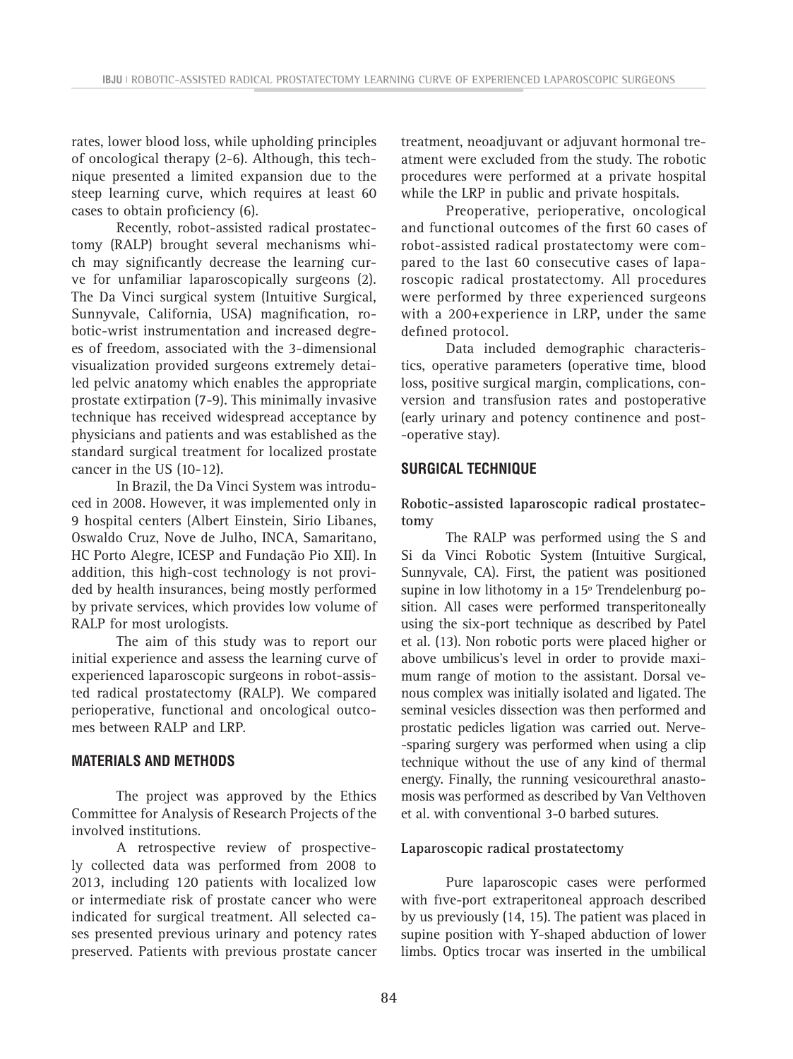rates, lower blood loss, while upholding principles of oncological therapy (2-6). Although, this technique presented a limited expansion due to the steep learning curve, which requires at least 60 cases to obtain proficiency (6).

Recently, robot-assisted radical prostatectomy (RALP) brought several mechanisms which may significantly decrease the learning curve for unfamiliar laparoscopically surgeons (2). The Da Vinci surgical system (Intuitive Surgical, Sunnyvale, California, USA) magnification, robotic-wrist instrumentation and increased degrees of freedom, associated with the 3-dimensional visualization provided surgeons extremely detailed pelvic anatomy which enables the appropriate prostate extirpation (7-9). This minimally invasive technique has received widespread acceptance by physicians and patients and was established as the standard surgical treatment for localized prostate cancer in the US (10-12).

In Brazil, the Da Vinci System was introduced in 2008. However, it was implemented only in 9 hospital centers (Albert Einstein, Sirio Libanes, Oswaldo Cruz, Nove de Julho, INCA, Samaritano, HC Porto Alegre, ICESP and Fundação Pio XII). In addition, this high-cost technology is not provided by health insurances, being mostly performed by private services, which provides low volume of RALP for most urologists.

The aim of this study was to report our initial experience and assess the learning curve of experienced laparoscopic surgeons in robot-assisted radical prostatectomy (RALP). We compared perioperative, functional and oncological outcomes between RALP and LRP.

## MATERIALS AND METHODS

The project was approved by the Ethics Committee for Analysis of Research Projects of the involved institutions.

A retrospective review of prospectively collected data was performed from 2008 to 2013, including 120 patients with localized low or intermediate risk of prostate cancer who were indicated for surgical treatment. All selected cases presented previous urinary and potency rates preserved. Patients with previous prostate cancer treatment, neoadjuvant or adjuvant hormonal treatment were excluded from the study. The robotic procedures were performed at a private hospital while the LRP in public and private hospitals.

Preoperative, perioperative, oncological and functional outcomes of the first 60 cases of robot-assisted radical prostatectomy were compared to the last 60 consecutive cases of laparoscopic radical prostatectomy. All procedures were performed by three experienced surgeons with a 200+experience in LRP, under the same defined protocol.

Data included demographic characteristics, operative parameters (operative time, blood loss, positive surgical margin, complications, conversion and transfusion rates and postoperative (early urinary and potency continence and post-operative stay).

## SURGICAL TECHNIQUE

### Robotic-assisted laparoscopic radical prostatectomy

The RALP was performed using the S and Si da Vinci Robotic System (Intuitive Surgical, Sunnyvale, CA). First, the patient was positioned supine in low lithotomy in a 15º Trendelenburg position. All cases were performed transperitoneally using the six-port technique as described by Patel et al. (13). Non robotic ports were placed higher or above umbilicus's level in order to provide maximum range of motion to the assistant. Dorsal venous complex was initially isolated and ligated. The seminal vesicles dissection was then performed and prostatic pedicles ligation was carried out. Nerve-sparing surgery was performed when using a clip technique without the use of any kind of thermal energy. Finally, the running vesicourethral anastomosis was performed as described by Van Velthoven et al. with conventional 3-0 barbed sutures.

### Laparoscopic radical prostatectomy

Pure laparoscopic cases were performed with five-port extraperitoneal approach described by us previously (14, 15). The patient was placed in supine position with Y-shaped abduction of lower limbs. Optics trocar was inserted in the umbilical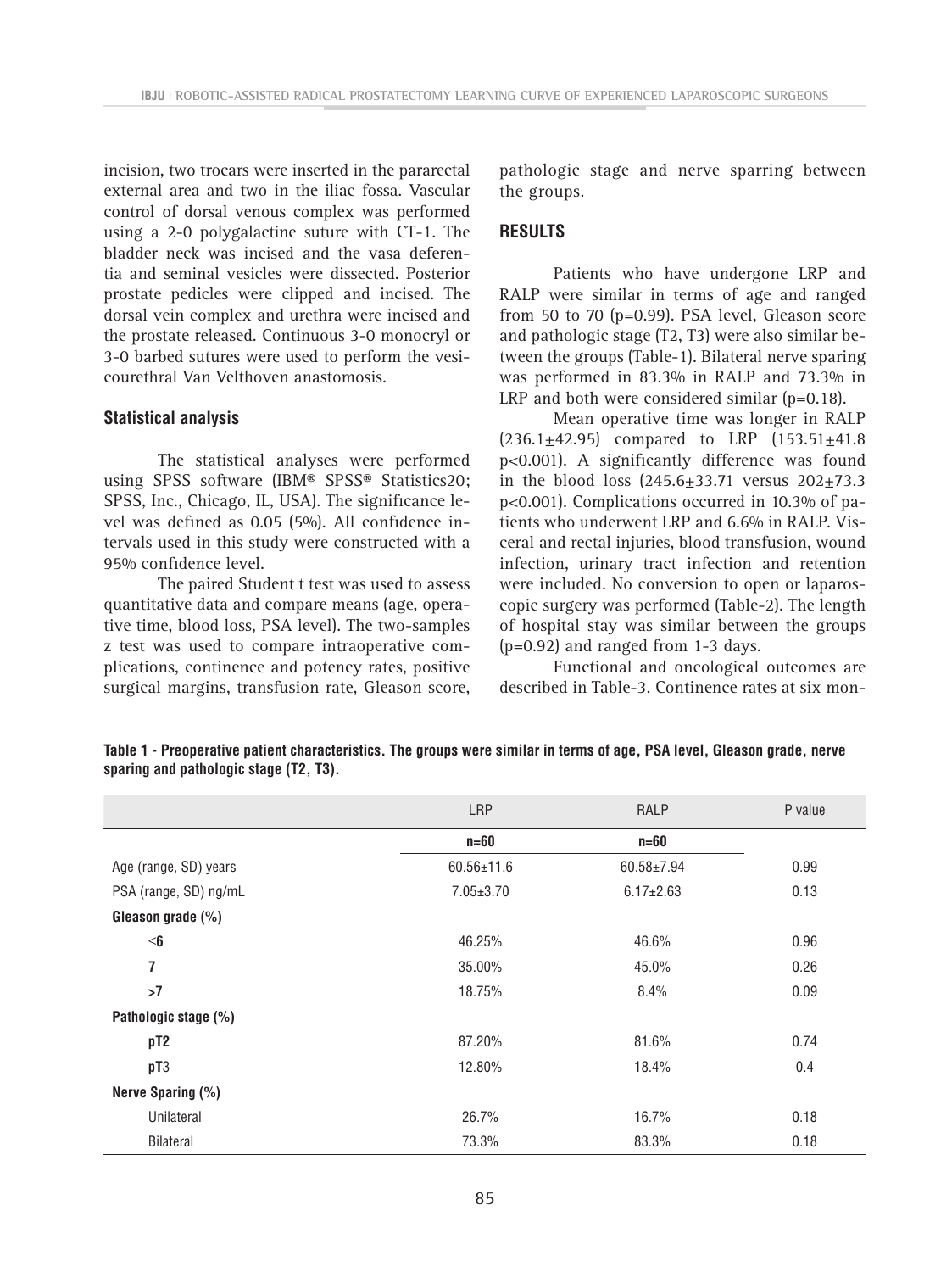incision, two trocars were inserted in the pararectal external area and two in the iliac fossa. Vascular control of dorsal venous complex was performed using a 2-0 polygalactine suture with CT-1. The bladder neck was incised and the vasa deferentia and seminal vesicles were dissected. Posterior prostate pedicles were clipped and incised. The dorsal vein complex and urethra were incised and the prostate released. Continuous 3-0 monocryl or 3-0 barbed sutures were used to perform the vesicourethral Van Velthoven anastomosis.

### Statistical analysis

The statistical analyses were performed using SPSS software (IBM® SPSS® Statistics20; SPSS, Inc., Chicago, IL, USA). The significance level was defined as 0.05 (5%). All confidence intervals used in this study were constructed with a 95% confidence level.

The paired Student t test was used to assess quantitative data and compare means (age, operative time, blood loss, PSA level). The two-samples z test was used to compare intraoperative complications, continence and potency rates, positive surgical margins, transfusion rate, Gleason score, pathologic stage and nerve sparring between the groups.

## RESULTS

Patients who have undergone LRP and RALP were similar in terms of age and ranged from 50 to 70 (p=0.99). PSA level, Gleason score and pathologic stage (T2, T3) were also similar between the groups (Table-1). Bilateral nerve sparing was performed in 83.3% in RALP and 73.3% in LRP and both were considered similar (p=0.18).

Mean operative time was longer in RALP (236.1±42.95) compared to LRP (153.51±41.8 p<0.001). A significantly difference was found in the blood loss (245.6±33.71 versus 202±73.3 p<0.001). Complications occurred in 10.3% of patients who underwent LRP and 6.6% in RALP. Visceral and rectal injuries, blood transfusion, wound infection, urinary tract infection and retention were included. No conversion to open or laparoscopic surgery was performed (Table-2). The length of hospital stay was similar between the groups (p=0.92) and ranged from 1-3 days.

Functional and oncological outcomes are described in Table-3. Continence rates at six mon-

**Table 1 - Preoperative patient characteristics. The groups were similar in terms of age, PSA level, Gleason grade, nerve sparing and pathologic stage (T2, T3).**

| | LRP | RALP | P value |
|---|---|---|---|
| | **n=60** | **n=60** | |
| Age (range, SD) years | 60.56±11.6 | 60.58±7.94 | 0.99 |
| PSA (range, SD) ng/mL | 7.05±3.70 | 6.17±2.63 | 0.13 |
| **Gleason grade (%)** | | | |
| **≤6** | 46.25% | 46.6% | 0.96 |
| **7** | 35.00% | 45.0% | 0.26 |
| **>7** | 18.75% | 8.4% | 0.09 |
| **Pathologic stage (%)** | | | |
| **pT2** | 87.20% | 81.6% | 0.74 |
| **pT**3 | 12.80% | 18.4% | 0.4 |
| **Nerve Sparing (%)** | | | |
| Unilateral | 26.7% | 16.7% | 0.18 |
| Bilateral | 73.3% | 83.3% | 0.18 |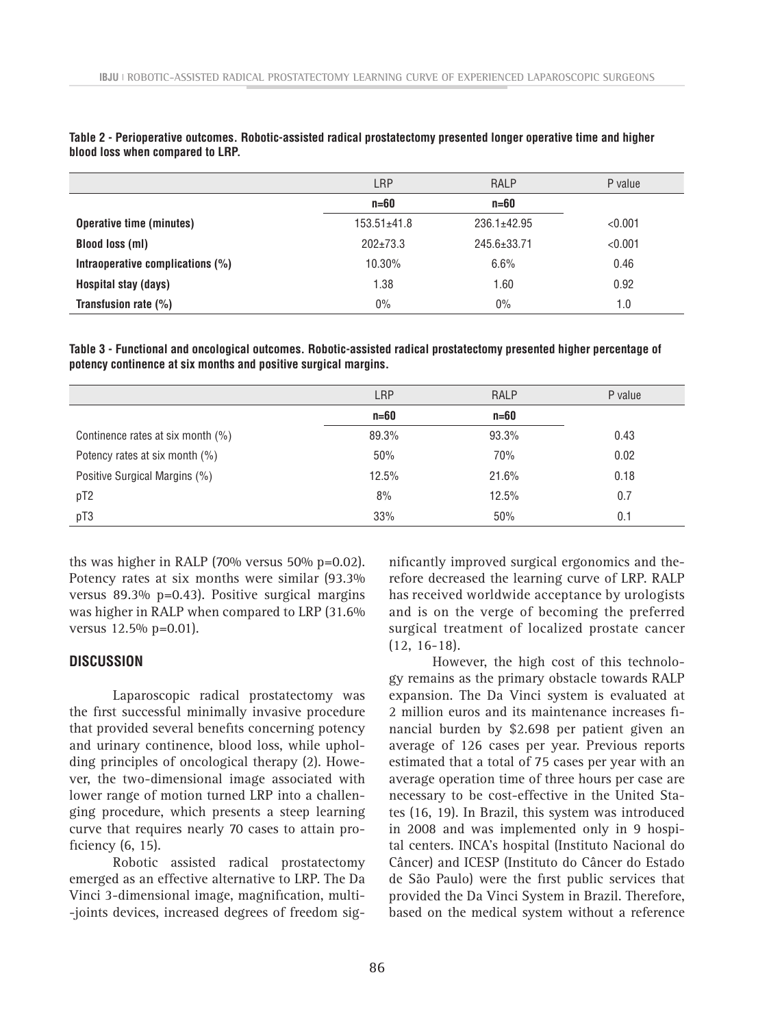**Table 2 - Perioperative outcomes. Robotic-assisted radical prostatectomy presented longer operative time and higher blood loss when compared to LRP.**

| | LRP | RALP | P value |
|---|---|---|---|
| | **n=60** | **n=60** | |
| **Operative time (minutes)** | 153.51±41.8 | 236.1±42.95 | <0.001 |
| **Blood loss (ml)** | 202±73.3 | 245.6±33.71 | <0.001 |
| **Intraoperative complications (%)** | 10.30% | 6.6% | 0.46 |
| **Hospital stay (days)** | 1.38 | 1.60 | 0.92 |
| **Transfusion rate (%)** | 0% | 0% | 1.0 |

**Table 3 - Functional and oncological outcomes. Robotic-assisted radical prostatectomy presented higher percentage of potency continence at six months and positive surgical margins.**

| | LRP | RALP | P value |
|---|---|---|---|
| | **n=60** | **n=60** | |
| Continence rates at six month (%) | 89.3% | 93.3% | 0.43 |
| Potency rates at six month (%) | 50% | 70% | 0.02 |
| Positive Surgical Margins (%) | 12.5% | 21.6% | 0.18 |
| pT2 | 8% | 12.5% | 0.7 |
| pT3 | 33% | 50% | 0.1 |

ths was higher in RALP (70% versus 50% p=0.02). Potency rates at six months were similar (93.3% versus 89.3% p=0.43). Positive surgical margins was higher in RALP when compared to LRP (31.6% versus 12.5% p=0.01).

## DISCUSSION

Laparoscopic radical prostatectomy was the first successful minimally invasive procedure that provided several benefits concerning potency and urinary continence, blood loss, while upholding principles of oncological therapy (2). However, the two-dimensional image associated with lower range of motion turned LRP into a challenging procedure, which presents a steep learning curve that requires nearly 70 cases to attain proficiency (6, 15).

Robotic assisted radical prostatectomy emerged as an effective alternative to LRP. The Da Vinci 3-dimensional image, magnification, multi-joints devices, increased degrees of freedom significantly improved surgical ergonomics and therefore decreased the learning curve of LRP. RALP has received worldwide acceptance by urologists and is on the verge of becoming the preferred surgical treatment of localized prostate cancer (12, 16-18).

However, the high cost of this technology remains as the primary obstacle towards RALP expansion. The Da Vinci system is evaluated at 2 million euros and its maintenance increases financial burden by $2.698 per patient given an average of 126 cases per year. Previous reports estimated that a total of 75 cases per year with an average operation time of three hours per case are necessary to be cost-effective in the United States (16, 19). In Brazil, this system was introduced in 2008 and was implemented only in 9 hospital centers. INCA's hospital (Instituto Nacional do Câncer) and ICESP (Instituto do Câncer do Estado de São Paulo) were the first public services that provided the Da Vinci System in Brazil. Therefore, based on the medical system without a reference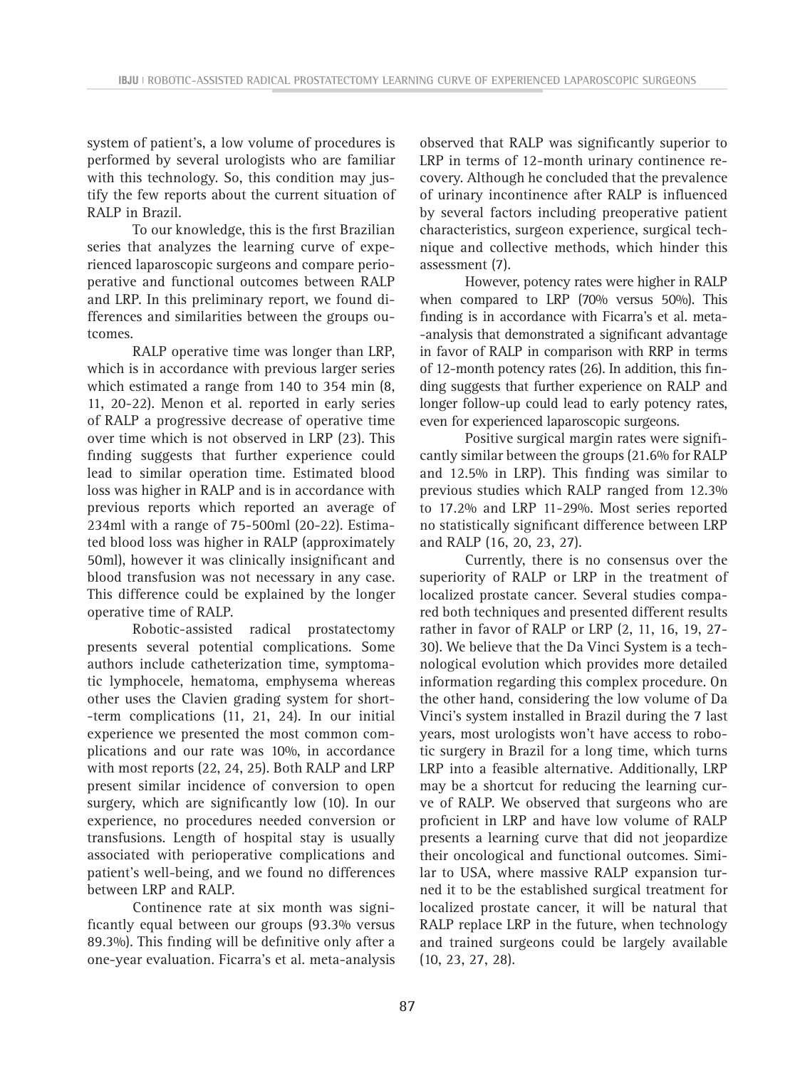system of patient's, a low volume of procedures is performed by several urologists who are familiar with this technology. So, this condition may justify the few reports about the current situation of RALP in Brazil.

To our knowledge, this is the first Brazilian series that analyzes the learning curve of experienced laparoscopic surgeons and compare perioperative and functional outcomes between RALP and LRP. In this preliminary report, we found differences and similarities between the groups outcomes.

RALP operative time was longer than LRP, which is in accordance with previous larger series which estimated a range from 140 to 354 min (8, 11, 20-22). Menon et al. reported in early series of RALP a progressive decrease of operative time over time which is not observed in LRP (23). This finding suggests that further experience could lead to similar operation time. Estimated blood loss was higher in RALP and is in accordance with previous reports which reported an average of 234ml with a range of 75-500ml (20-22). Estimated blood loss was higher in RALP (approximately 50ml), however it was clinically insignificant and blood transfusion was not necessary in any case. This difference could be explained by the longer operative time of RALP.

Robotic-assisted radical prostatectomy presents several potential complications. Some authors include catheterization time, symptomatic lymphocele, hematoma, emphysema whereas other uses the Clavien grading system for short-term complications (11, 21, 24). In our initial experience we presented the most common complications and our rate was 10%, in accordance with most reports (22, 24, 25). Both RALP and LRP present similar incidence of conversion to open surgery, which are significantly low (10). In our experience, no procedures needed conversion or transfusions. Length of hospital stay is usually associated with perioperative complications and patient's well-being, and we found no differences between LRP and RALP.

Continence rate at six month was significantly equal between our groups (93.3% versus 89.3%). This finding will be definitive only after a one-year evaluation. Ficarra's et al. meta-analysis observed that RALP was significantly superior to LRP in terms of 12-month urinary continence recovery. Although he concluded that the prevalence of urinary incontinence after RALP is influenced by several factors including preoperative patient characteristics, surgeon experience, surgical technique and collective methods, which hinder this assessment (7).

However, potency rates were higher in RALP when compared to LRP (70% versus 50%). This finding is in accordance with Ficarra's et al. meta-analysis that demonstrated a significant advantage in favor of RALP in comparison with RRP in terms of 12-month potency rates (26). In addition, this finding suggests that further experience on RALP and longer follow-up could lead to early potency rates, even for experienced laparoscopic surgeons.

Positive surgical margin rates were significantly similar between the groups (21.6% for RALP and 12.5% in LRP). This finding was similar to previous studies which RALP ranged from 12.3% to 17.2% and LRP 11-29%. Most series reported no statistically significant difference between LRP and RALP (16, 20, 23, 27).

Currently, there is no consensus over the superiority of RALP or LRP in the treatment of localized prostate cancer. Several studies compared both techniques and presented different results rather in favor of RALP or LRP (2, 11, 16, 19, 27-30). We believe that the Da Vinci System is a technological evolution which provides more detailed information regarding this complex procedure. On the other hand, considering the low volume of Da Vinci's system installed in Brazil during the 7 last years, most urologists won't have access to robotic surgery in Brazil for a long time, which turns LRP into a feasible alternative. Additionally, LRP may be a shortcut for reducing the learning curve of RALP. We observed that surgeons who are proficient in LRP and have low volume of RALP presents a learning curve that did not jeopardize their oncological and functional outcomes. Similar to USA, where massive RALP expansion turned it to be the established surgical treatment for localized prostate cancer, it will be natural that RALP replace LRP in the future, when technology and trained surgeons could be largely available (10, 23, 27, 28).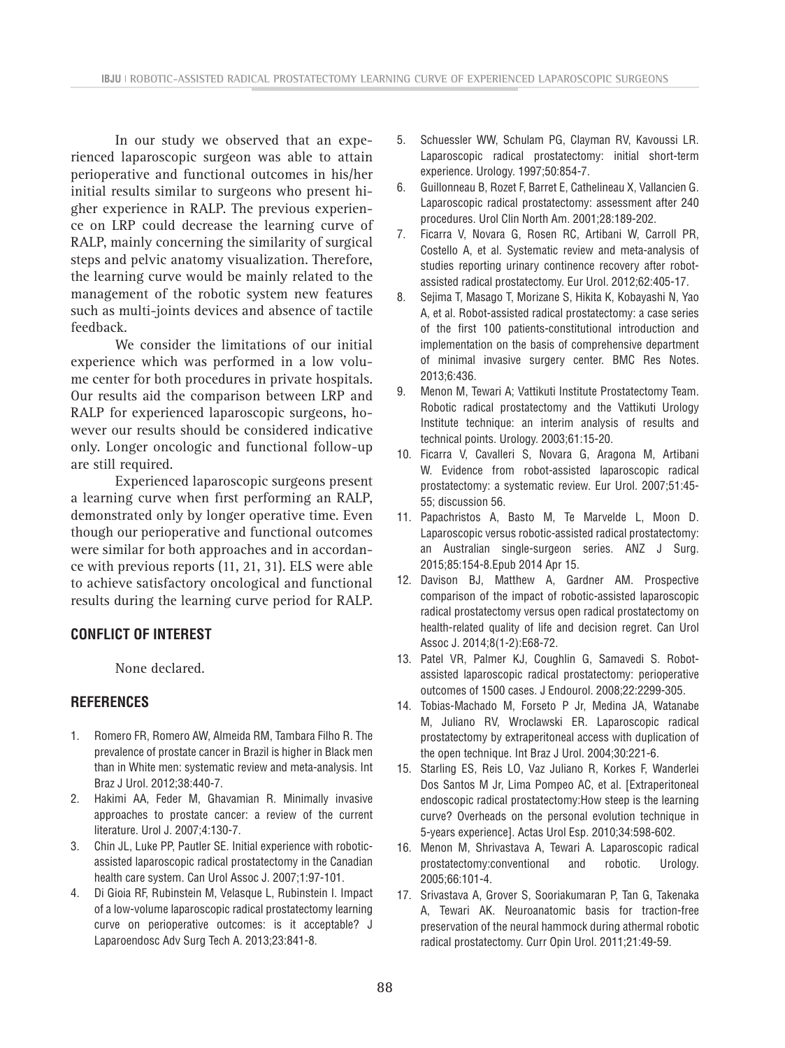In our study we observed that an experienced laparoscopic surgeon was able to attain perioperative and functional outcomes in his/her initial results similar to surgeons who present higher experience in RALP. The previous experience on LRP could decrease the learning curve of RALP, mainly concerning the similarity of surgical steps and pelvic anatomy visualization. Therefore, the learning curve would be mainly related to the management of the robotic system new features such as multi-joints devices and absence of tactile feedback.

We consider the limitations of our initial experience which was performed in a low volume center for both procedures in private hospitals. Our results aid the comparison between LRP and RALP for experienced laparoscopic surgeons, however our results should be considered indicative only. Longer oncologic and functional follow-up are still required.

Experienced laparoscopic surgeons present a learning curve when first performing an RALP, demonstrated only by longer operative time. Even though our perioperative and functional outcomes were similar for both approaches and in accordance with previous reports (11, 21, 31). ELS were able to achieve satisfactory oncological and functional results during the learning curve period for RALP.

## CONFLICT OF INTEREST

None declared.

## REFERENCES

1. Romero FR, Romero AW, Almeida RM, Tambara Filho R. The prevalence of prostate cancer in Brazil is higher in Black men than in White men: systematic review and meta-analysis. Int Braz J Urol. 2012;38:440-7.
2. Hakimi AA, Feder M, Ghavamian R. Minimally invasive approaches to prostate cancer: a review of the current literature. Urol J. 2007;4:130-7.
3. Chin JL, Luke PP, Pautler SE. Initial experience with robotic-assisted laparoscopic radical prostatectomy in the Canadian health care system. Can Urol Assoc J. 2007;1:97-101.
4. Di Gioia RF, Rubinstein M, Velasque L, Rubinstein I. Impact of a low-volume laparoscopic radical prostatectomy learning curve on perioperative outcomes: is it acceptable? J Laparoendosc Adv Surg Tech A. 2013;23:841-8.
5. Schuessler WW, Schulam PG, Clayman RV, Kavoussi LR. Laparoscopic radical prostatectomy: initial short-term experience. Urology. 1997;50:854-7.
6. Guillonneau B, Rozet F, Barret E, Cathelineau X, Vallancien G. Laparoscopic radical prostatectomy: assessment after 240 procedures. Urol Clin North Am. 2001;28:189-202.
7. Ficarra V, Novara G, Rosen RC, Artibani W, Carroll PR, Costello A, et al. Systematic review and meta-analysis of studies reporting urinary continence recovery after robot-assisted radical prostatectomy. Eur Urol. 2012;62:405-17.
8. Sejima T, Masago T, Morizane S, Hikita K, Kobayashi N, Yao A, et al. Robot-assisted radical prostatectomy: a case series of the first 100 patients-constitutional introduction and implementation on the basis of comprehensive department of minimal invasive surgery center. BMC Res Notes. 2013;6:436.
9. Menon M, Tewari A; Vattikuti Institute Prostatectomy Team. Robotic radical prostatectomy and the Vattikuti Urology Institute technique: an interim analysis of results and technical points. Urology. 2003;61:15-20.
10. Ficarra V, Cavalleri S, Novara G, Aragona M, Artibani W. Evidence from robot-assisted laparoscopic radical prostatectomy: a systematic review. Eur Urol. 2007;51:45-55; discussion 56.
11. Papachristos A, Basto M, Te Marvelde L, Moon D. Laparoscopic versus robotic-assisted radical prostatectomy: an Australian single-surgeon series. ANZ J Surg. 2015;85:154-8.Epub 2014 Apr 15.
12. Davison BJ, Matthew A, Gardner AM. Prospective comparison of the impact of robotic-assisted laparoscopic radical prostatectomy versus open radical prostatectomy on health-related quality of life and decision regret. Can Urol Assoc J. 2014;8(1-2):E68-72.
13. Patel VR, Palmer KJ, Coughlin G, Samavedi S. Robot-assisted laparoscopic radical prostatectomy: perioperative outcomes of 1500 cases. J Endourol. 2008;22:2299-305.
14. Tobias-Machado M, Forseto P Jr, Medina JA, Watanabe M, Juliano RV, Wroclawski ER. Laparoscopic radical prostatectomy by extraperitoneal access with duplication of the open technique. Int Braz J Urol. 2004;30:221-6.
15. Starling ES, Reis LO, Vaz Juliano R, Korkes F, Wanderlei Dos Santos M Jr, Lima Pompeo AC, et al. [Extraperitoneal endoscopic radical prostatectomy:How steep is the learning curve? Overheads on the personal evolution technique in 5-years experience]. Actas Urol Esp. 2010;34:598-602.
16. Menon M, Shrivastava A, Tewari A. Laparoscopic radical prostatectomy:conventional and robotic. Urology. 2005;66:101-4.
17. Srivastava A, Grover S, Sooriakumaran P, Tan G, Takenaka A, Tewari AK. Neuroanatomic basis for traction-free preservation of the neural hammock during athermal robotic radical prostatectomy. Curr Opin Urol. 2011;21:49-59.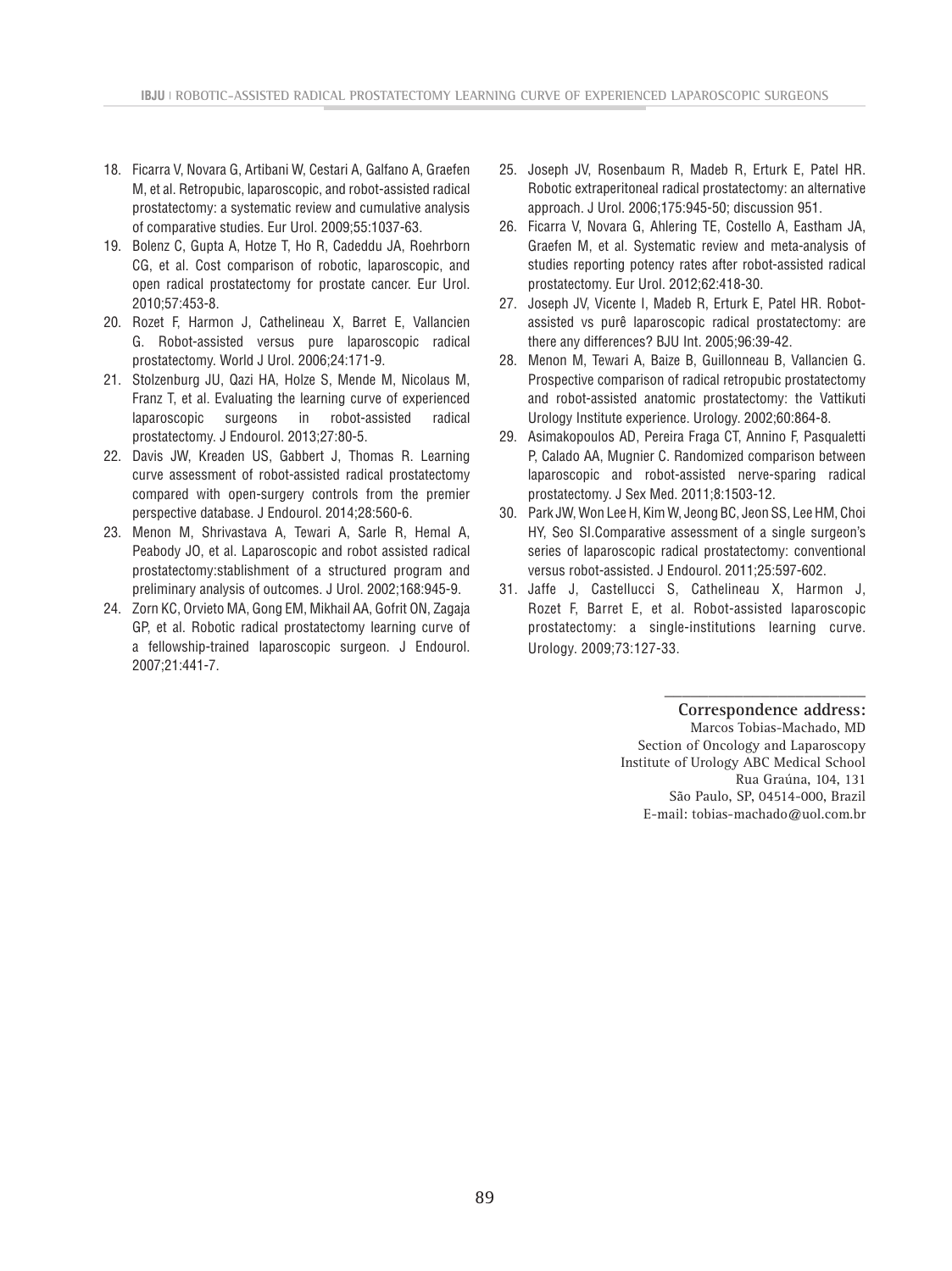18. Ficarra V, Novara G, Artibani W, Cestari A, Galfano A, Graefen M, et al. Retropubic, laparoscopic, and robot-assisted radical prostatectomy: a systematic review and cumulative analysis of comparative studies. Eur Urol. 2009;55:1037-63.
19. Bolenz C, Gupta A, Hotze T, Ho R, Cadeddu JA, Roehrborn CG, et al. Cost comparison of robotic, laparoscopic, and open radical prostatectomy for prostate cancer. Eur Urol. 2010;57:453-8.
20. Rozet F, Harmon J, Cathelineau X, Barret E, Vallancien G. Robot-assisted versus pure laparoscopic radical prostatectomy. World J Urol. 2006;24:171-9.
21. Stolzenburg JU, Qazi HA, Holze S, Mende M, Nicolaus M, Franz T, et al. Evaluating the learning curve of experienced laparoscopic surgeons in robot-assisted radical prostatectomy. J Endourol. 2013;27:80-5.
22. Davis JW, Kreaden US, Gabbert J, Thomas R. Learning curve assessment of robot-assisted radical prostatectomy compared with open-surgery controls from the premier perspective database. J Endourol. 2014;28:560-6.
23. Menon M, Shrivastava A, Tewari A, Sarle R, Hemal A, Peabody JO, et al. Laparoscopic and robot assisted radical prostatectomy:stablishment of a structured program and preliminary analysis of outcomes. J Urol. 2002;168:945-9.
24. Zorn KC, Orvieto MA, Gong EM, Mikhail AA, Gofrit ON, Zagaja GP, et al. Robotic radical prostatectomy learning curve of a fellowship-trained laparoscopic surgeon. J Endourol. 2007;21:441-7.
25. Joseph JV, Rosenbaum R, Madeb R, Erturk E, Patel HR. Robotic extraperitoneal radical prostatectomy: an alternative approach. J Urol. 2006;175:945-50; discussion 951.
26. Ficarra V, Novara G, Ahlering TE, Costello A, Eastham JA, Graefen M, et al. Systematic review and meta-analysis of studies reporting potency rates after robot-assisted radical prostatectomy. Eur Urol. 2012;62:418-30.
27. Joseph JV, Vicente I, Madeb R, Erturk E, Patel HR. Robot-assisted vs purê laparoscopic radical prostatectomy: are there any differences? BJU Int. 2005;96:39-42.
28. Menon M, Tewari A, Baize B, Guillonneau B, Vallancien G. Prospective comparison of radical retropubic prostatectomy and robot-assisted anatomic prostatectomy: the Vattikuti Urology Institute experience. Urology. 2002;60:864-8.
29. Asimakopoulos AD, Pereira Fraga CT, Annino F, Pasqualetti P, Calado AA, Mugnier C. Randomized comparison between laparoscopic and robot-assisted nerve-sparing radical prostatectomy. J Sex Med. 2011;8:1503-12.
30. Park JW, Won Lee H, Kim W, Jeong BC, Jeon SS, Lee HM, Choi HY, Seo SI.Comparative assessment of a single surgeon's series of laparoscopic radical prostatectomy: conventional versus robot-assisted. J Endourol. 2011;25:597-602.
31. Jaffe J, Castellucci S, Cathelineau X, Harmon J, Rozet F, Barret E, et al. Robot-assisted laparoscopic prostatectomy: a single-institutions learning curve. Urology. 2009;73:127-33.

**Correspondence address:**
Marcos Tobias-Machado, MD
Section of Oncology and Laparoscopy
Institute of Urology ABC Medical School
Rua Graúna, 104, 131
São Paulo, SP, 04514-000, Brazil
E-mail: tobias-machado@uol.com.br